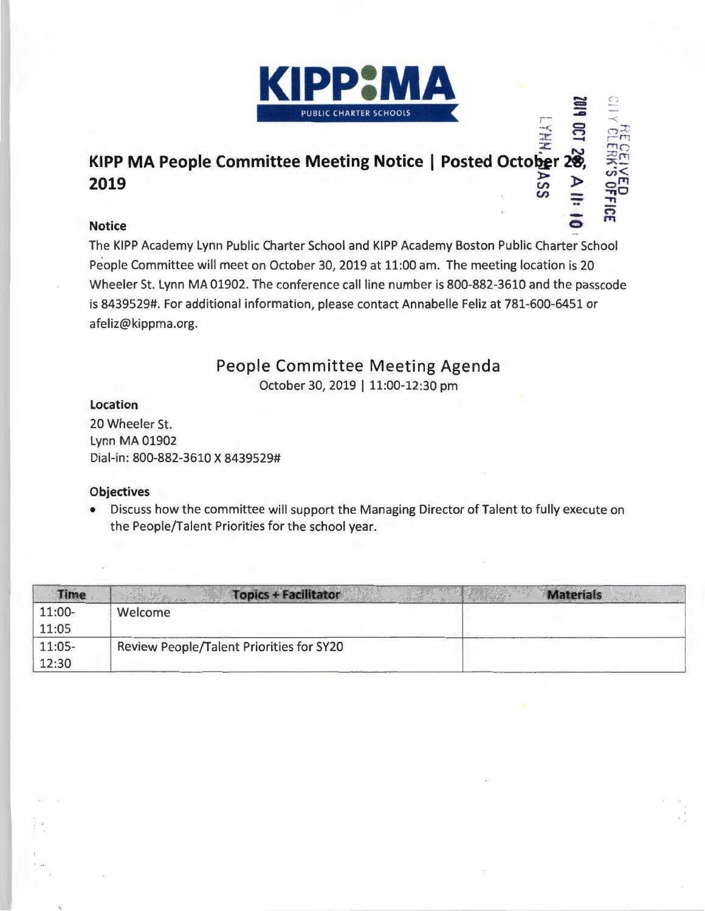KIPP:MA
PUBLIC CHARTER SCHOOLS

LYNN, MASS
2019 OCT 28 A 11:10
RECEIVED
CITY CLERK'S OFFICE

# KIPP MA People Committee Meeting Notice | Posted October 28, 2019

### Notice

The KIPP Academy Lynn Public Charter School and KIPP Academy Boston Public Charter School People Committee will meet on October 30, 2019 at 11:00 am. The meeting location is 20 Wheeler St. Lynn MA 01902. The conference call line number is 800-882-3610 and the passcode is 8439529#. For additional information, please contact Annabelle Feliz at 781-600-6451 or afeliz@kippma.org.

## People Committee Meeting Agenda

October 30, 2019 | 11:00-12:30 pm

### Location

20 Wheeler St.
Lynn MA 01902
Dial-in: 800-882-3610 X 8439529#

### Objectives

- Discuss how the committee will support the Managing Director of Talent to fully execute on the People/Talent Priorities for the school year.

| Time | Topics + Facilitator | Materials |
|---|---|---|
| 11:00-11:05 | Welcome | |
| 11:05-12:30 | Review People/Talent Priorities for SY20 | |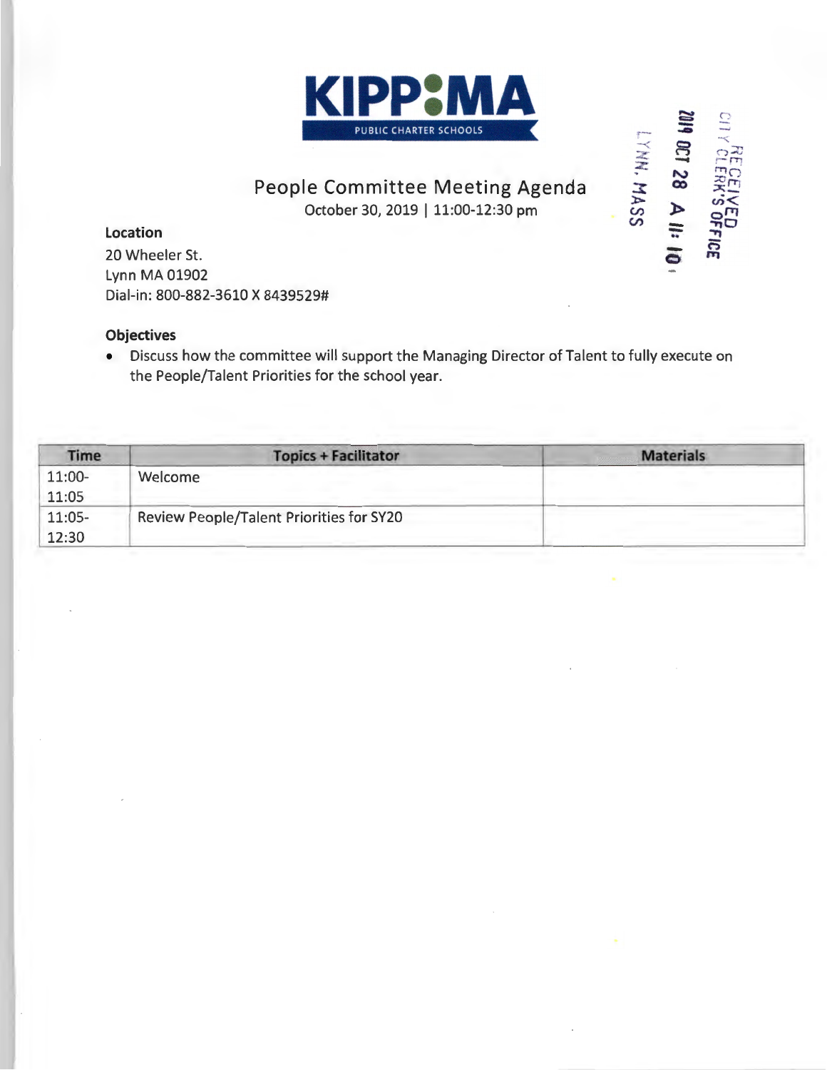KIPP MA

PUBLIC CHARTER SCHOOLS

RECEIVED
CITY CLERK'S OFFICE
2019 OCT 28 A 11: 10
LYNN, MASS

# People Committee Meeting Agenda

October 30, 2019 | 11:00-12:30 pm

**Location**

20 Wheeler St.
Lynn MA 01902
Dial-in: 800-882-3610 X 8439529#

**Objectives**

- Discuss how the committee will support the Managing Director of Talent to fully execute on the People/Talent Priorities for the school year.

| Time | Topics + Facilitator | Materials |
|---|---|---|
| 11:00-11:05 | Welcome | |
| 11:05-12:30 | Review People/Talent Priorities for SY20 | |